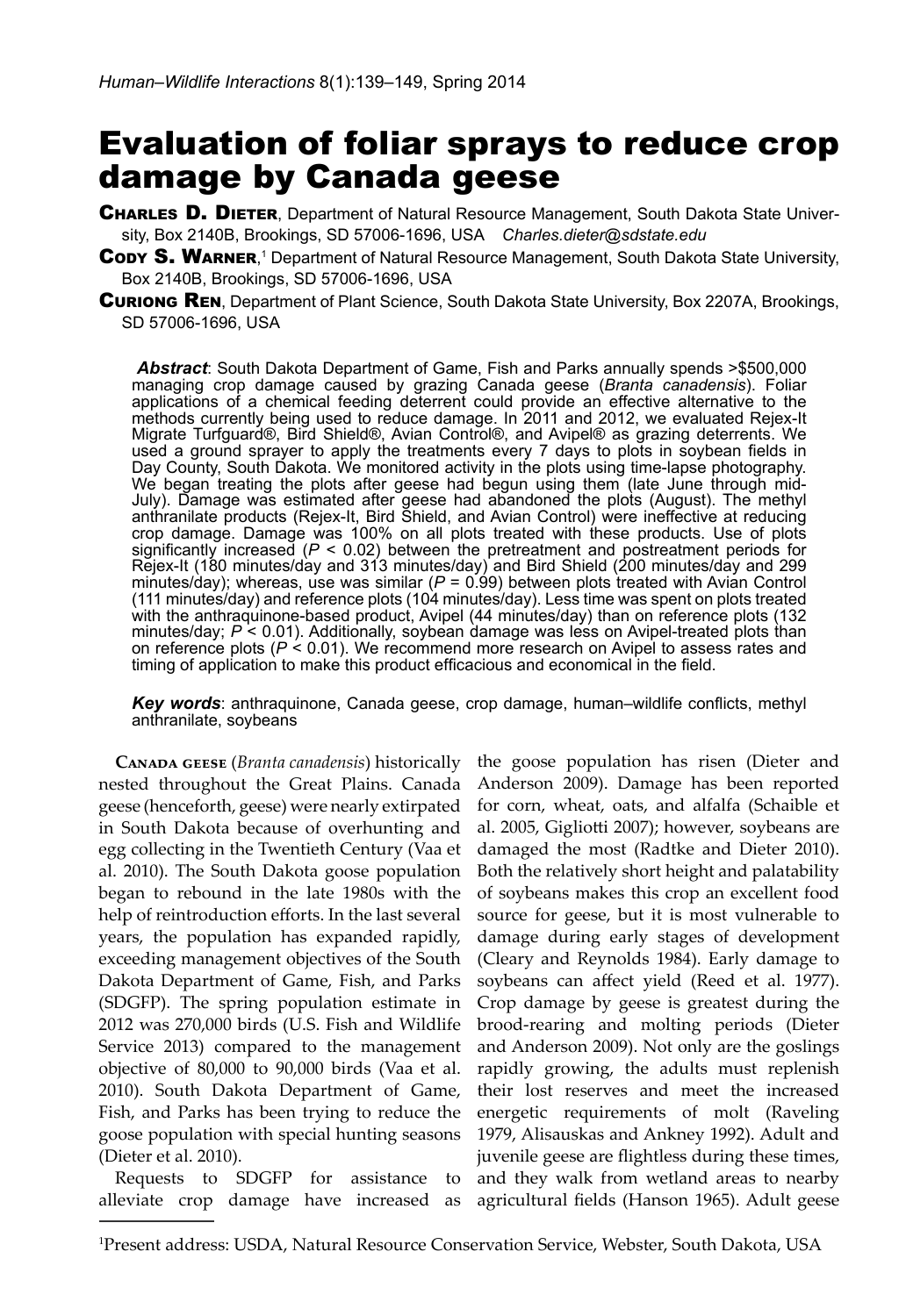# Evaluation of foliar sprays to reduce crop damage by Canada geese

**Charles D. Dieter**, Department of Natural Resource Management, South Dakota State University, Box 2140B, Brookings, SD 57006-1696, USA *Charles.dieter@sdstate.edu*

**Cody S. Warner**,[1] Department of Natural Resource Management, South Dakota State University, Box 2140B, Brookings, SD 57006-1696, USA

**Curiong Ren**, Department of Plant Science, South Dakota State University, Box 2207A, Brookings, SD 57006-1696, USA

***Abstract***: South Dakota Department of Game, Fish and Parks annually spends >$500,000 managing crop damage caused by grazing Canada geese (*Branta canadensis*). Foliar applications of a chemical feeding deterrent could provide an effective alternative to the methods currently being used to reduce damage. In 2011 and 2012, we evaluated Rejex-It Migrate Turfguard®, Bird Shield®, Avian Control®, and Avipel® as grazing deterrents. We used a ground sprayer to apply the treatments every 7 days to plots in soybean fields in Day County, South Dakota. We monitored activity in the plots using time-lapse photography. We began treating the plots after geese had begun using them (late June through mid-July). Damage was estimated after geese had abandoned the plots (August). The methyl anthranilate products (Rejex-It, Bird Shield, and Avian Control) were ineffective at reducing crop damage. Damage was 100% on all plots treated with these products. Use of plots significantly increased ($P < 0.02$) between the pretreatment and postreatment periods for Rejex-It (180 minutes/day and 313 minutes/day) and Bird Shield (200 minutes/day and 299 minutes/day); whereas, use was similar ($P = 0.99$) between plots treated with Avian Control (111 minutes/day) and reference plots (104 minutes/day). Less time was spent on plots treated with the anthraquinone-based product, Avipel (44 minutes/day) than on reference plots (132 minutes/day; $P < 0.01$). Additionally, soybean damage was less on Avipel-treated plots than on reference plots ($P < 0.01$). We recommend more research on Avipel to assess rates and timing of application to make this product efficacious and economical in the field.

***Key words***: anthraquinone, Canada geese, crop damage, human–wildlife conflicts, methyl anthranilate, soybeans

Canada geese (*Branta canadensis*) historically nested throughout the Great Plains. Canada geese (henceforth, geese) were nearly extirpated in South Dakota because of overhunting and egg collecting in the Twentieth Century (Vaa et al. 2010). The South Dakota goose population began to rebound in the late 1980s with the help of reintroduction efforts. In the last several years, the population has expanded rapidly, exceeding management objectives of the South Dakota Department of Game, Fish, and Parks (SDGFP). The spring population estimate in 2012 was 270,000 birds (U.S. Fish and Wildlife Service 2013) compared to the management objective of 80,000 to 90,000 birds (Vaa et al. 2010). South Dakota Department of Game, Fish, and Parks has been trying to reduce the goose population with special hunting seasons (Dieter et al. 2010).

Requests to SDGFP for assistance to alleviate crop damage have increased as the goose population has risen (Dieter and Anderson 2009). Damage has been reported for corn, wheat, oats, and alfalfa (Schaible et al. 2005, Gigliotti 2007); however, soybeans are damaged the most (Radtke and Dieter 2010). Both the relatively short height and palatability of soybeans makes this crop an excellent food source for geese, but it is most vulnerable to damage during early stages of development (Cleary and Reynolds 1984). Early damage to soybeans can affect yield (Reed et al. 1977). Crop damage by geese is greatest during the brood-rearing and molting periods (Dieter and Anderson 2009). Not only are the goslings rapidly growing, the adults must replenish their lost reserves and meet the increased energetic requirements of molt (Raveling 1979, Alisauskas and Ankney 1992). Adult and juvenile geese are flightless during these times, and they walk from wetland areas to nearby agricultural fields (Hanson 1965). Adult geese

[1]Present address: USDA, Natural Resource Conservation Service, Webster, South Dakota, USA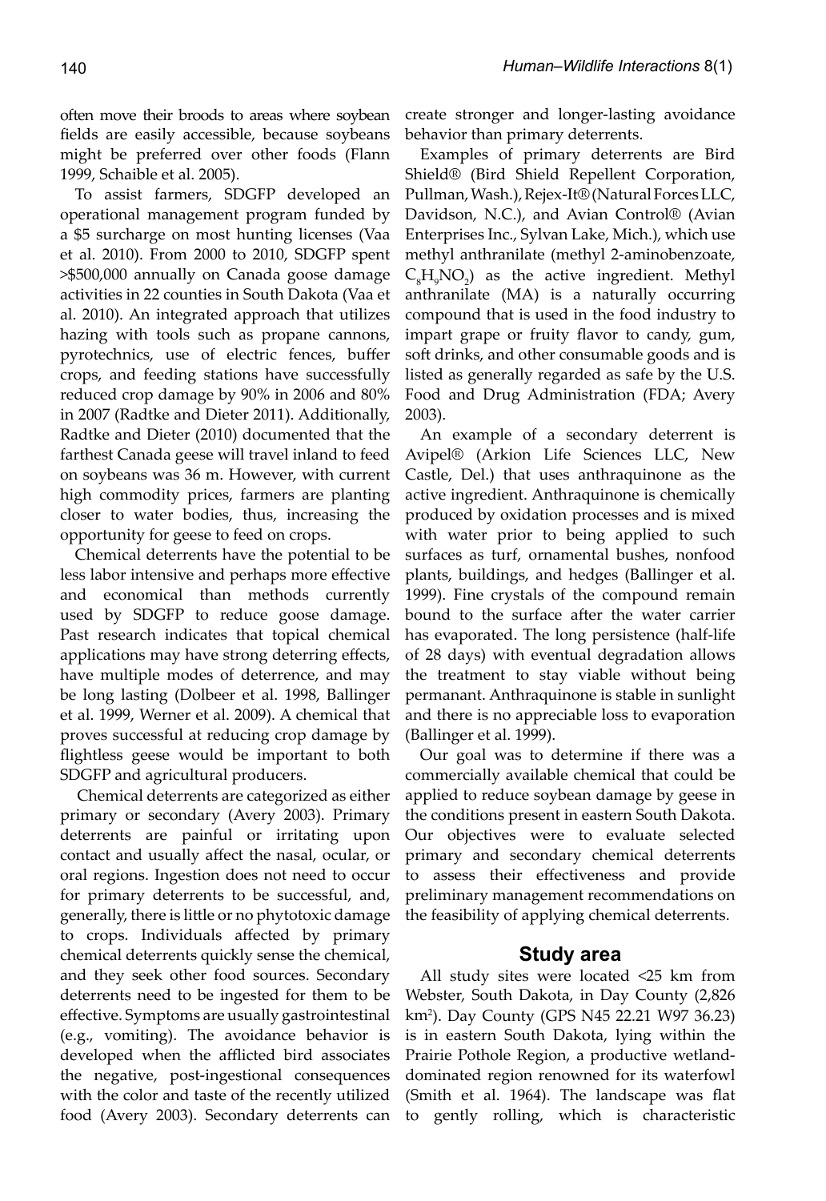often move their broods to areas where soybean fields are easily accessible, because soybeans might be preferred over other foods (Flann 1999, Schaible et al. 2005).

To assist farmers, SDGFP developed an operational management program funded by a $5 surcharge on most hunting licenses (Vaa et al. 2010). From 2000 to 2010, SDGFP spent >$500,000 annually on Canada goose damage activities in 22 counties in South Dakota (Vaa et al. 2010). An integrated approach that utilizes hazing with tools such as propane cannons, pyrotechnics, use of electric fences, buffer crops, and feeding stations have successfully reduced crop damage by 90% in 2006 and 80% in 2007 (Radtke and Dieter 2011). Additionally, Radtke and Dieter (2010) documented that the farthest Canada geese will travel inland to feed on soybeans was 36 m. However, with current high commodity prices, farmers are planting closer to water bodies, thus, increasing the opportunity for geese to feed on crops.

Chemical deterrents have the potential to be less labor intensive and perhaps more effective and economical than methods currently used by SDGFP to reduce goose damage. Past research indicates that topical chemical applications may have strong deterring effects, have multiple modes of deterrence, and may be long lasting (Dolbeer et al. 1998, Ballinger et al. 1999, Werner et al. 2009). A chemical that proves successful at reducing crop damage by flightless geese would be important to both SDGFP and agricultural producers.

Chemical deterrents are categorized as either primary or secondary (Avery 2003). Primary deterrents are painful or irritating upon contact and usually affect the nasal, ocular, or oral regions. Ingestion does not need to occur for primary deterrents to be successful, and, generally, there is little or no phytotoxic damage to crops. Individuals affected by primary chemical deterrents quickly sense the chemical, and they seek other food sources. Secondary deterrents need to be ingested for them to be effective. Symptoms are usually gastrointestinal (e.g., vomiting). The avoidance behavior is developed when the afflicted bird associates the negative, post-ingestional consequences with the color and taste of the recently utilized food (Avery 2003). Secondary deterrents can create stronger and longer-lasting avoidance behavior than primary deterrents.

Examples of primary deterrents are Bird Shield® (Bird Shield Repellent Corporation, Pullman, Wash.), Rejex-It® (Natural Forces LLC, Davidson, N.C.), and Avian Control® (Avian Enterprises Inc., Sylvan Lake, Mich.), which use methyl anthranilate (methyl 2-aminobenzoate, $C_8H_9NO_2$) as the active ingredient. Methyl anthranilate (MA) is a naturally occurring compound that is used in the food industry to impart grape or fruity flavor to candy, gum, soft drinks, and other consumable goods and is listed as generally regarded as safe by the U.S. Food and Drug Administration (FDA; Avery 2003).

An example of a secondary deterrent is Avipel® (Arkion Life Sciences LLC, New Castle, Del.) that uses anthraquinone as the active ingredient. Anthraquinone is chemically produced by oxidation processes and is mixed with water prior to being applied to such surfaces as turf, ornamental bushes, nonfood plants, buildings, and hedges (Ballinger et al. 1999). Fine crystals of the compound remain bound to the surface after the water carrier has evaporated. The long persistence (half-life of 28 days) with eventual degradation allows the treatment to stay viable without being permanant. Anthraquinone is stable in sunlight and there is no appreciable loss to evaporation (Ballinger et al. 1999).

Our goal was to determine if there was a commercially available chemical that could be applied to reduce soybean damage by geese in the conditions present in eastern South Dakota. Our objectives were to evaluate selected primary and secondary chemical deterrents to assess their effectiveness and provide preliminary management recommendations on the feasibility of applying chemical deterrents.

## Study area

All study sites were located <25 km from Webster, South Dakota, in Day County (2,826 km$^2$). Day County (GPS N45 22.21 W97 36.23) is in eastern South Dakota, lying within the Prairie Pothole Region, a productive wetland-dominated region renowned for its waterfowl (Smith et al. 1964). The landscape was flat to gently rolling, which is characteristic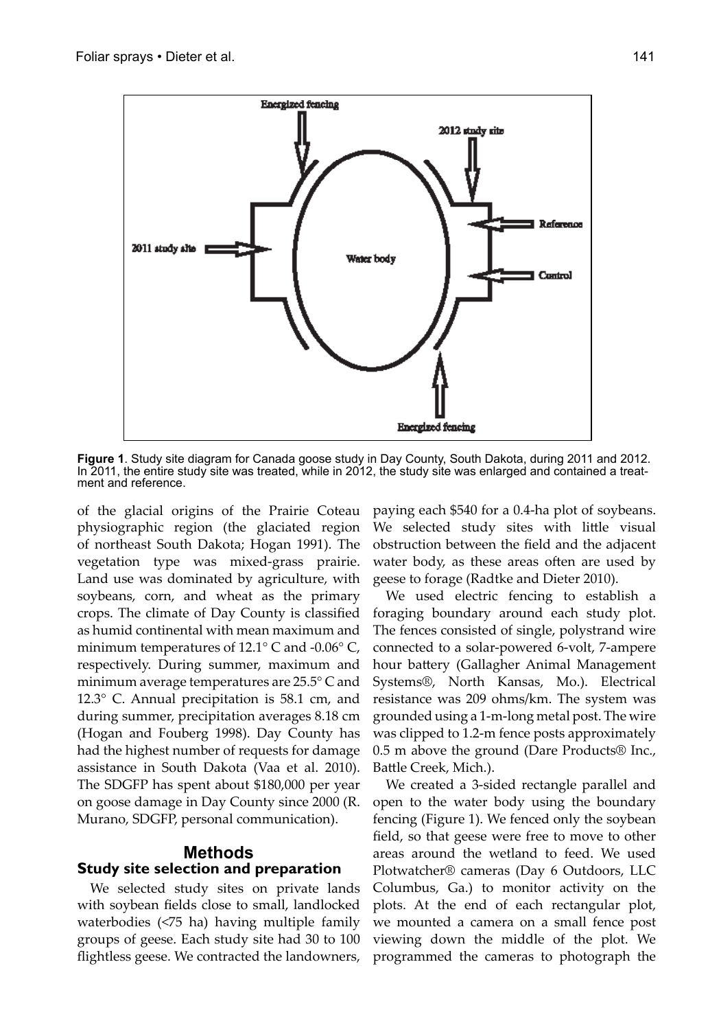**Figure 1**. Study site diagram for Canada goose study in Day County, South Dakota, during 2011 and 2012. In 2011, the entire study site was treated, while in 2012, the study site was enlarged and contained a treatment and reference.

of the glacial origins of the Prairie Coteau physiographic region (the glaciated region of northeast South Dakota; Hogan 1991). The vegetation type was mixed-grass prairie. Land use was dominated by agriculture, with soybeans, corn, and wheat as the primary crops. The climate of Day County is classified as humid continental with mean maximum and minimum temperatures of 12.1° C and -0.06° C, respectively. During summer, maximum and minimum average temperatures are 25.5° C and 12.3° C. Annual precipitation is 58.1 cm, and during summer, precipitation averages 8.18 cm (Hogan and Fouberg 1998). Day County has had the highest number of requests for damage assistance in South Dakota (Vaa et al. 2010). The SDGFP has spent about $180,000 per year on goose damage in Day County since 2000 (R. Murano, SDGFP, personal communication).

## Methods

### Study site selection and preparation

We selected study sites on private lands with soybean fields close to small, landlocked waterbodies (<75 ha) having multiple family groups of geese. Each study site had 30 to 100 flightless geese. We contracted the landowners, paying each $540 for a 0.4-ha plot of soybeans. We selected study sites with little visual obstruction between the field and the adjacent water body, as these areas often are used by geese to forage (Radtke and Dieter 2010).

We used electric fencing to establish a foraging boundary around each study plot. The fences consisted of single, polystrand wire connected to a solar-powered 6-volt, 7-ampere hour battery (Gallagher Animal Management Systems®, North Kansas, Mo.). Electrical resistance was 209 ohms/km. The system was grounded using a 1-m-long metal post. The wire was clipped to 1.2-m fence posts approximately 0.5 m above the ground (Dare Products® Inc., Battle Creek, Mich.).

We created a 3-sided rectangle parallel and open to the water body using the boundary fencing (Figure 1). We fenced only the soybean field, so that geese were free to move to other areas around the wetland to feed. We used Plotwatcher® cameras (Day 6 Outdoors, LLC Columbus, Ga.) to monitor activity on the plots. At the end of each rectangular plot, we mounted a camera on a small fence post viewing down the middle of the plot. We programmed the cameras to photograph the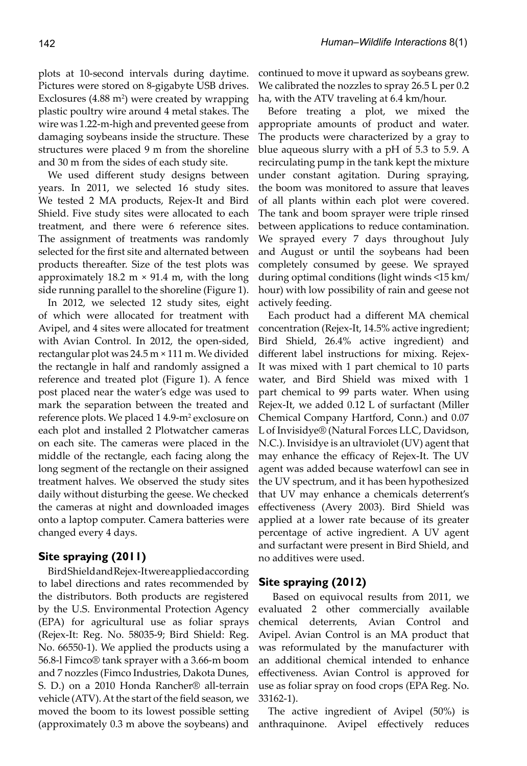plots at 10-second intervals during daytime. Pictures were stored on 8-gigabyte USB drives. Exclosures (4.88 m$^2$) were created by wrapping plastic poultry wire around 4 metal stakes. The wire was 1.22-m-high and prevented geese from damaging soybeans inside the structure. These structures were placed 9 m from the shoreline and 30 m from the sides of each study site.

We used different study designs between years. In 2011, we selected 16 study sites. We tested 2 MA products, Rejex-It and Bird Shield. Five study sites were allocated to each treatment, and there were 6 reference sites. The assignment of treatments was randomly selected for the first site and alternated between products thereafter. Size of the test plots was approximately 18.2 m × 91.4 m, with the long side running parallel to the shoreline (Figure 1).

In 2012, we selected 12 study sites, eight of which were allocated for treatment with Avipel, and 4 sites were allocated for treatment with Avian Control. In 2012, the open-sided, rectangular plot was 24.5 m × 111 m. We divided the rectangle in half and randomly assigned a reference and treated plot (Figure 1). A fence post placed near the water's edge was used to mark the separation between the treated and reference plots. We placed 1 4.9-m$^2$ exclosure on each plot and installed 2 Plotwatcher cameras on each site. The cameras were placed in the middle of the rectangle, each facing along the long segment of the rectangle on their assigned treatment halves. We observed the study sites daily without disturbing the geese. We checked the cameras at night and downloaded images onto a laptop computer. Camera batteries were changed every 4 days.

## Site spraying (2011)

Bird Shield and Rejex-It were applied according to label directions and rates recommended by the distributors. Both products are registered by the U.S. Environmental Protection Agency (EPA) for agricultural use as foliar sprays (Rejex-It: Reg. No. 58035-9; Bird Shield: Reg. No. 66550-1). We applied the products using a 56.8-l Fimco® tank sprayer with a 3.66-m boom and 7 nozzles (Fimco Industries, Dakota Dunes, S. D.) on a 2010 Honda Rancher® all-terrain vehicle (ATV). At the start of the field season, we moved the boom to its lowest possible setting (approximately 0.3 m above the soybeans) and continued to move it upward as soybeans grew. We calibrated the nozzles to spray 26.5 L per 0.2 ha, with the ATV traveling at 6.4 km/hour.

Before treating a plot, we mixed the appropriate amounts of product and water. The products were characterized by a gray to blue aqueous slurry with a pH of 5.3 to 5.9. A recirculating pump in the tank kept the mixture under constant agitation. During spraying, the boom was monitored to assure that leaves of all plants within each plot were covered. The tank and boom sprayer were triple rinsed between applications to reduce contamination. We sprayed every 7 days throughout July and August or until the soybeans had been completely consumed by geese. We sprayed during optimal conditions (light winds <15 km/hour) with low possibility of rain and geese not actively feeding.

Each product had a different MA chemical concentration (Rejex-It, 14.5% active ingredient; Bird Shield, 26.4% active ingredient) and different label instructions for mixing. Rejex-It was mixed with 1 part chemical to 10 parts water, and Bird Shield was mixed with 1 part chemical to 99 parts water. When using Rejex-It, we added 0.12 L of surfactant (Miller Chemical Company Hartford, Conn.) and 0.07 L of Invisidye® (Natural Forces LLC, Davidson, N.C.). Invisidye is an ultraviolet (UV) agent that may enhance the efficacy of Rejex-It. The UV agent was added because waterfowl can see in the UV spectrum, and it has been hypothesized that UV may enhance a chemicals deterrent's effectiveness (Avery 2003). Bird Shield was applied at a lower rate because of its greater percentage of active ingredient. A UV agent and surfactant were present in Bird Shield, and no additives were used.

## Site spraying (2012)

Based on equivocal results from 2011, we evaluated 2 other commercially available chemical deterrents, Avian Control and Avipel. Avian Control is an MA product that was reformulated by the manufacturer with an additional chemical intended to enhance effectiveness. Avian Control is approved for use as foliar spray on food crops (EPA Reg. No. 33162-1).

The active ingredient of Avipel (50%) is anthraquinone. Avipel effectively reduces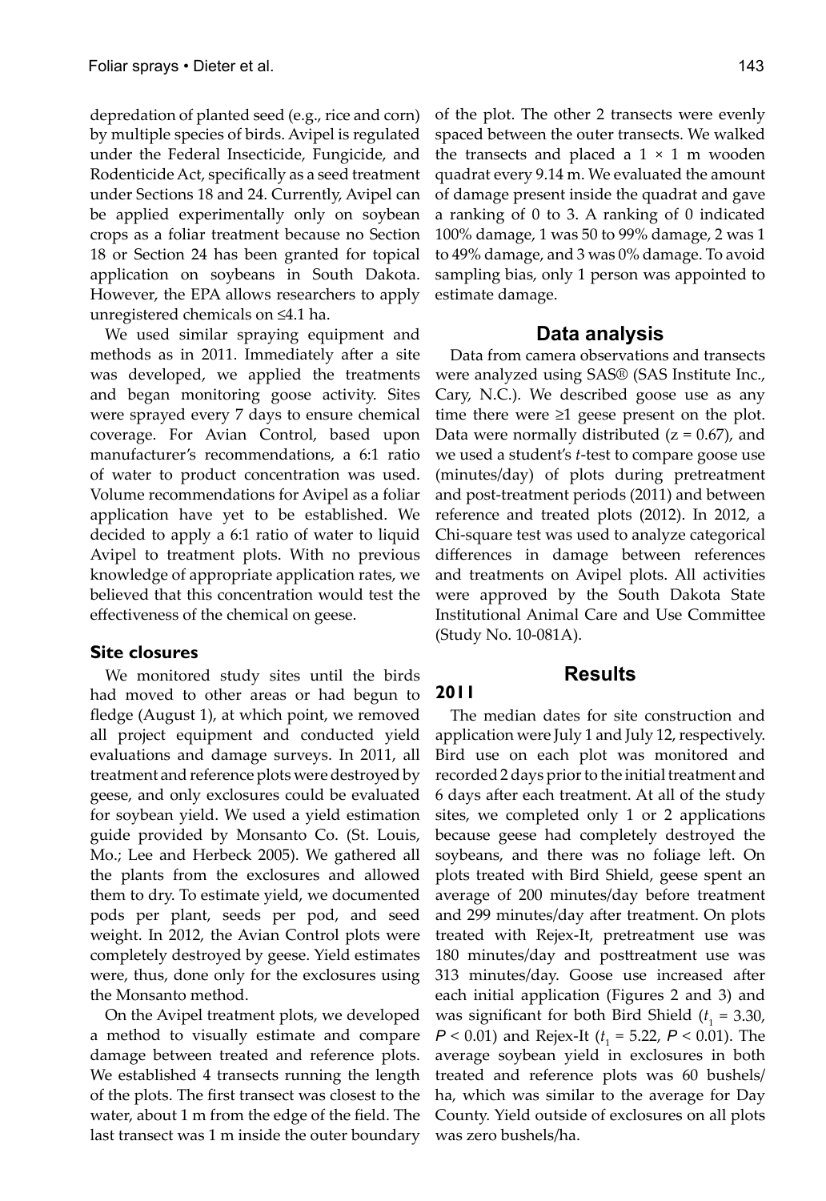depredation of planted seed (e.g., rice and corn) by multiple species of birds. Avipel is regulated under the Federal Insecticide, Fungicide, and Rodenticide Act, specifically as a seed treatment under Sections 18 and 24. Currently, Avipel can be applied experimentally only on soybean crops as a foliar treatment because no Section 18 or Section 24 has been granted for topical application on soybeans in South Dakota. However, the EPA allows researchers to apply unregistered chemicals on ≤4.1 ha.

We used similar spraying equipment and methods as in 2011. Immediately after a site was developed, we applied the treatments and began monitoring goose activity. Sites were sprayed every 7 days to ensure chemical coverage. For Avian Control, based upon manufacturer's recommendations, a 6:1 ratio of water to product concentration was used. Volume recommendations for Avipel as a foliar application have yet to be established. We decided to apply a 6:1 ratio of water to liquid Avipel to treatment plots. With no previous knowledge of appropriate application rates, we believed that this concentration would test the effectiveness of the chemical on geese.

### Site closures

We monitored study sites until the birds had moved to other areas or had begun to fledge (August 1), at which point, we removed all project equipment and conducted yield evaluations and damage surveys. In 2011, all treatment and reference plots were destroyed by geese, and only exclosures could be evaluated for soybean yield. We used a yield estimation guide provided by Monsanto Co. (St. Louis, Mo.; Lee and Herbeck 2005). We gathered all the plants from the exclosures and allowed them to dry. To estimate yield, we documented pods per plant, seeds per pod, and seed weight. In 2012, the Avian Control plots were completely destroyed by geese. Yield estimates were, thus, done only for the exclosures using the Monsanto method.

On the Avipel treatment plots, we developed a method to visually estimate and compare damage between treated and reference plots. We established 4 transects running the length of the plots. The first transect was closest to the water, about 1 m from the edge of the field. The last transect was 1 m inside the outer boundary of the plot. The other 2 transects were evenly spaced between the outer transects. We walked the transects and placed a 1 × 1 m wooden quadrat every 9.14 m. We evaluated the amount of damage present inside the quadrat and gave a ranking of 0 to 3. A ranking of 0 indicated 100% damage, 1 was 50 to 99% damage, 2 was 1 to 49% damage, and 3 was 0% damage. To avoid sampling bias, only 1 person was appointed to estimate damage.

## Data analysis

Data from camera observations and transects were analyzed using SAS® (SAS Institute Inc., Cary, N.C.). We described goose use as any time there were ≥1 geese present on the plot. Data were normally distributed ($z = 0.67$), and we used a student's *t*-test to compare goose use (minutes/day) of plots during pretreatment and post-treatment periods (2011) and between reference and treated plots (2012). In 2012, a Chi-square test was used to analyze categorical differences in damage between references and treatments on Avipel plots. All activities were approved by the South Dakota State Institutional Animal Care and Use Committee (Study No. 10-081A).

## Results

### 2011

The median dates for site construction and application were July 1 and July 12, respectively. Bird use on each plot was monitored and recorded 2 days prior to the initial treatment and 6 days after each treatment. At all of the study sites, we completed only 1 or 2 applications because geese had completely destroyed the soybeans, and there was no foliage left. On plots treated with Bird Shield, geese spent an average of 200 minutes/day before treatment and 299 minutes/day after treatment. On plots treated with Rejex-It, pretreatment use was 180 minutes/day and posttreatment use was 313 minutes/day. Goose use increased after each initial application (Figures 2 and 3) and was significant for both Bird Shield ($t_1 = 3.30$, $P < 0.01$) and Rejex-It ($t_1 = 5.22$, $P < 0.01$). The average soybean yield in exclosures in both treated and reference plots was 60 bushels/ha, which was similar to the average for Day County. Yield outside of exclosures on all plots was zero bushels/ha.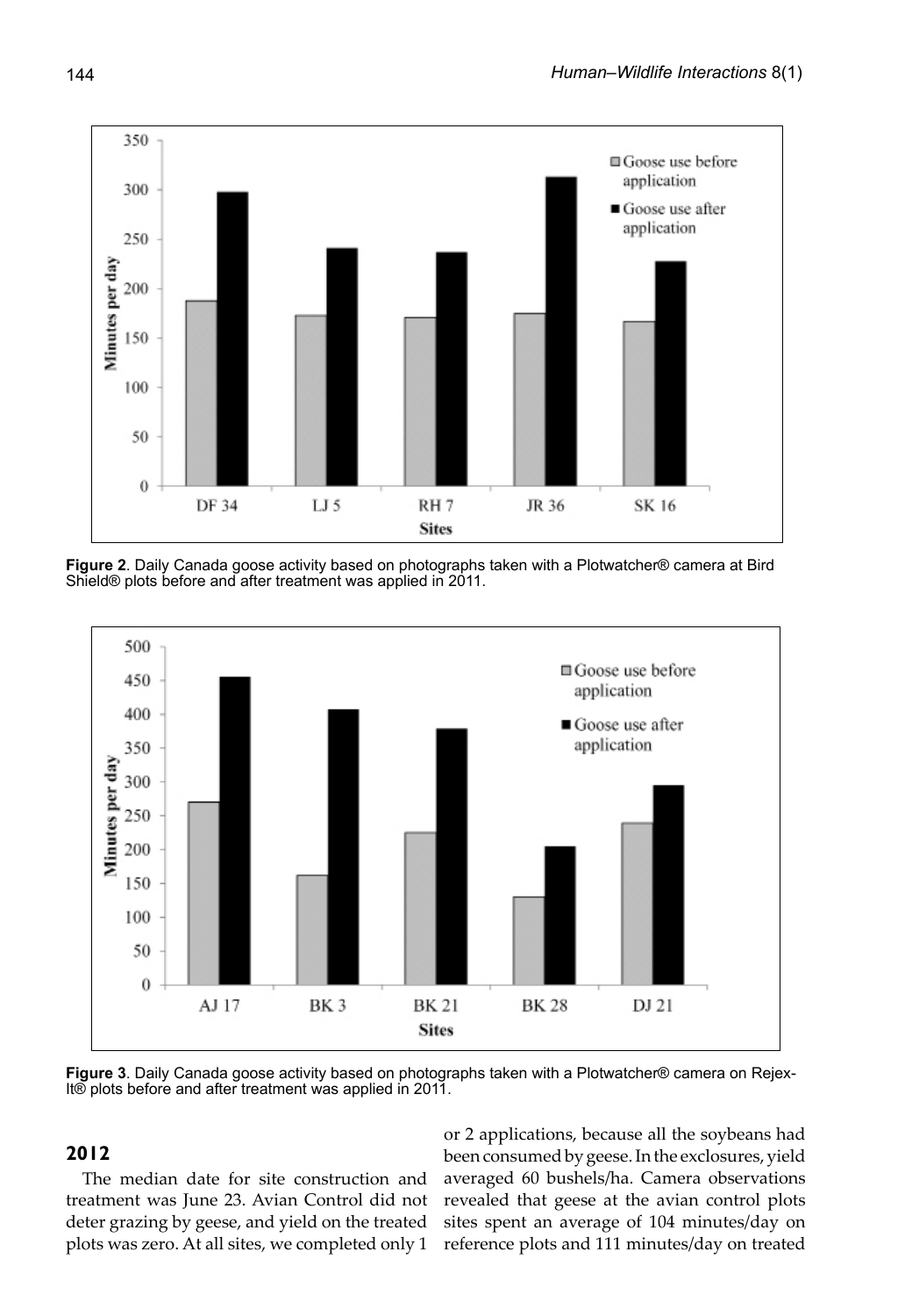**Figure 2**. Daily Canada goose activity based on photographs taken with a Plotwatcher® camera at Bird Shield® plots before and after treatment was applied in 2011.

**Figure 3**. Daily Canada goose activity based on photographs taken with a Plotwatcher® camera on Rejex-It® plots before and after treatment was applied in 2011.

## 2012

The median date for site construction and treatment was June 23. Avian Control did not deter grazing by geese, and yield on the treated plots was zero. At all sites, we completed only 1 or 2 applications, because all the soybeans had been consumed by geese. In the exclosures, yield averaged 60 bushels/ha. Camera observations revealed that geese at the avian control plots sites spent an average of 104 minutes/day on reference plots and 111 minutes/day on treated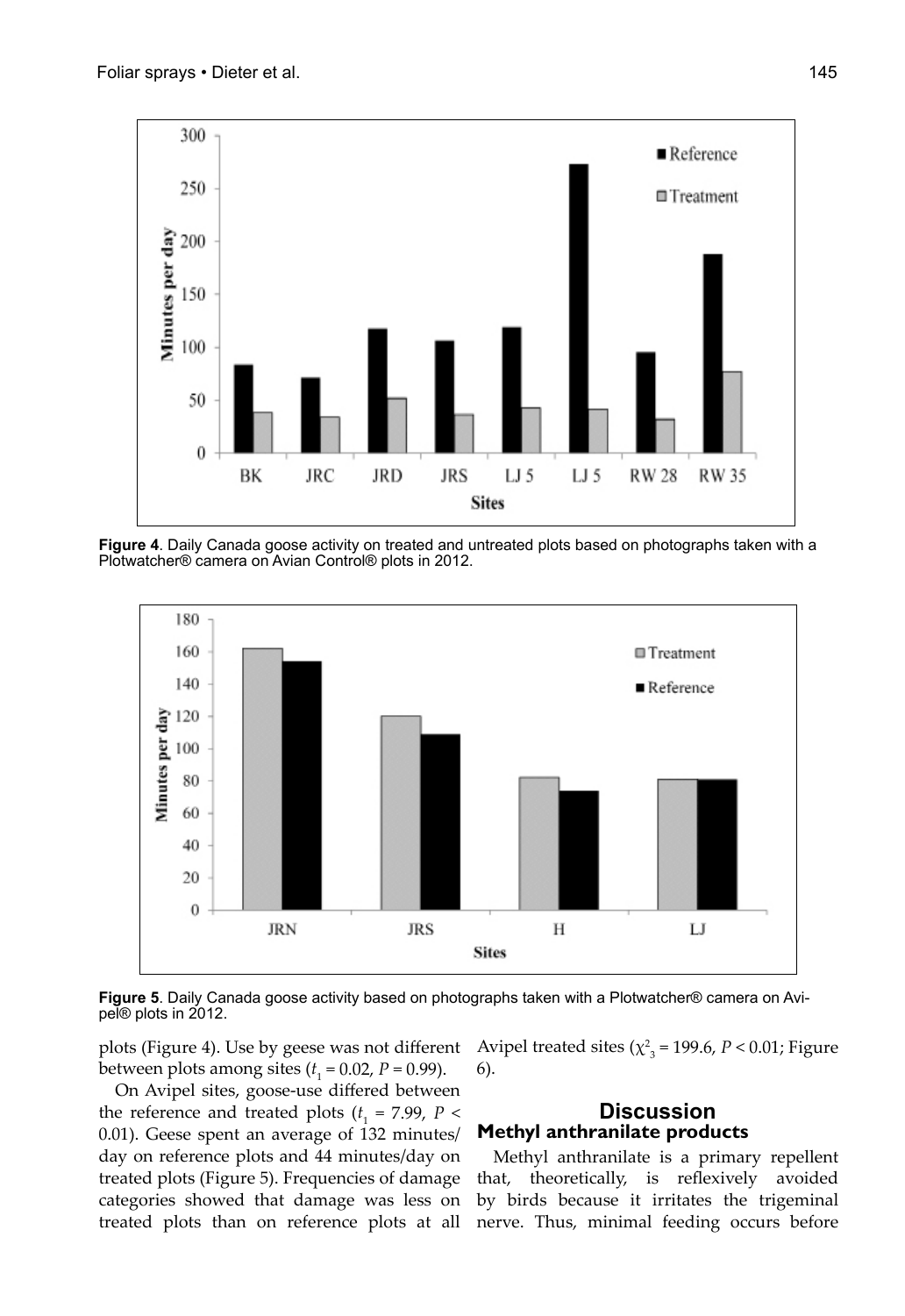**Figure 4**. Daily Canada goose activity on treated and untreated plots based on photographs taken with a Plotwatcher® camera on Avian Control® plots in 2012.

**Figure 5**. Daily Canada goose activity based on photographs taken with a Plotwatcher® camera on Avipel® plots in 2012.

plots (Figure 4). Use by geese was not different between plots among sites ($t_1$ = 0.02, $P$ = 0.99).

On Avipel sites, goose-use differed between the reference and treated plots ($t_1$ = 7.99, $P$ < 0.01). Geese spent an average of 132 minutes/day on reference plots and 44 minutes/day on treated plots (Figure 5). Frequencies of damage categories showed that damage was less on treated plots than on reference plots at all Avipel treated sites ($\chi^2_3$ = 199.6, $P$ < 0.01; Figure 6).

## Discussion

### Methyl anthranilate products

Methyl anthranilate is a primary repellent that, theoretically, is reflexively avoided by birds because it irritates the trigeminal nerve. Thus, minimal feeding occurs before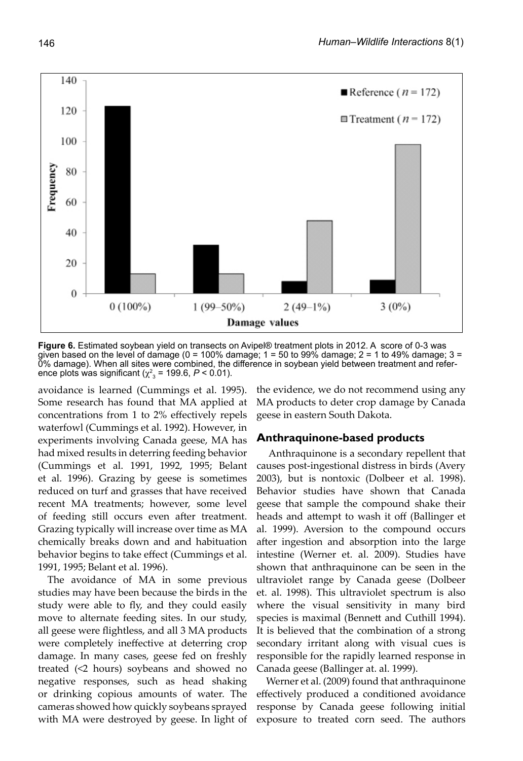**Figure 6.** Estimated soybean yield on transects on Avipel® treatment plots in 2012. A score of 0-3 was given based on the level of damage (0 = 100% damage; 1 = 50 to 99% damage; 2 = 1 to 49% damage; 3 = 0% damage). When all sites were combined, the difference in soybean yield between treatment and reference plots was significant ($\chi^2_3$ = 199.6, $P < 0.01$).

avoidance is learned (Cummings et al. 1995). Some research has found that MA applied at concentrations from 1 to 2% effectively repels waterfowl (Cummings et al. 1992). However, in experiments involving Canada geese, MA has had mixed results in deterring feeding behavior (Cummings et al. 1991, 1992, 1995; Belant et al. 1996). Grazing by geese is sometimes reduced on turf and grasses that have received recent MA treatments; however, some level of feeding still occurs even after treatment. Grazing typically will increase over time as MA chemically breaks down and and habituation behavior begins to take effect (Cummings et al. 1991, 1995; Belant et al. 1996).

The avoidance of MA in some previous studies may have been because the birds in the study were able to fly, and they could easily move to alternate feeding sites. In our study, all geese were flightless, and all 3 MA products were completely ineffective at deterring crop damage. In many cases, geese fed on freshly treated (<2 hours) soybeans and showed no negative responses, such as head shaking or drinking copious amounts of water. The cameras showed how quickly soybeans sprayed with MA were destroyed by geese. In light of the evidence, we do not recommend using any MA products to deter crop damage by Canada geese in eastern South Dakota.

## Anthraquinone-based products

Anthraquinone is a secondary repellent that causes post-ingestional distress in birds (Avery 2003), but is nontoxic (Dolbeer et al. 1998). Behavior studies have shown that Canada geese that sample the compound shake their heads and attempt to wash it off (Ballinger et al. 1999). Aversion to the compound occurs after ingestion and absorption into the large intestine (Werner et. al. 2009). Studies have shown that anthraquinone can be seen in the ultraviolet range by Canada geese (Dolbeer et. al. 1998). This ultraviolet spectrum is also where the visual sensitivity in many bird species is maximal (Bennett and Cuthill 1994). It is believed that the combination of a strong secondary irritant along with visual cues is responsible for the rapidly learned response in Canada geese (Ballinger at. al. 1999).

Werner et al. (2009) found that anthraquinone effectively produced a conditioned avoidance response by Canada geese following initial exposure to treated corn seed. The authors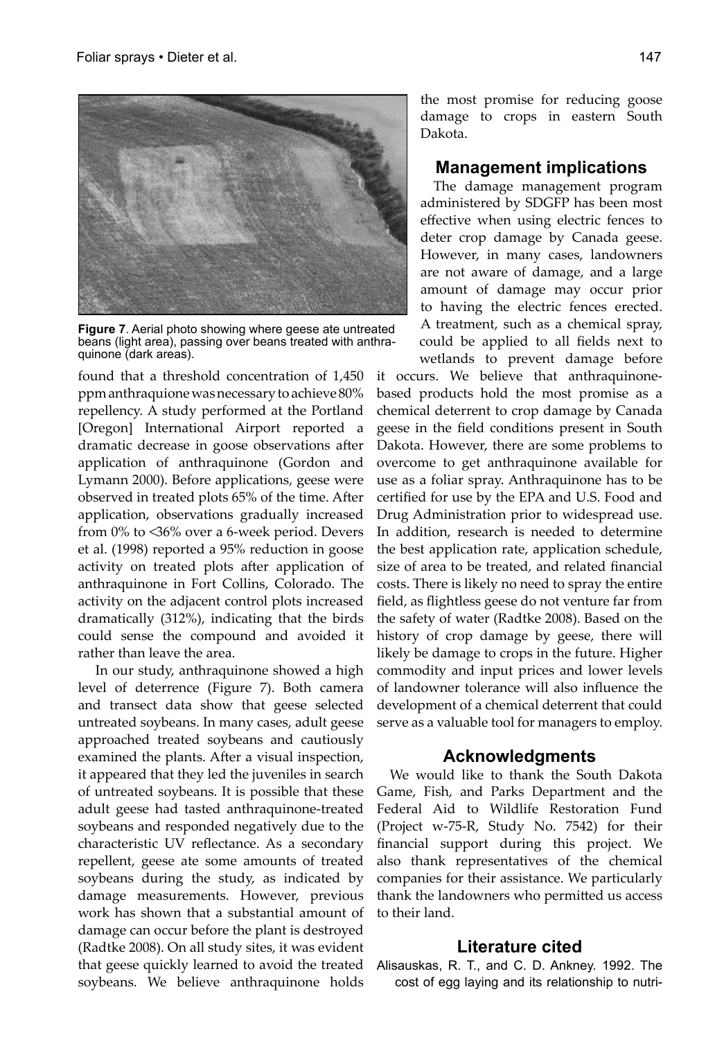**Figure 7**. Aerial photo showing where geese ate untreated beans (light area), passing over beans treated with anthraquinone (dark areas).

found that a threshold concentration of 1,450 ppm anthraquione was necessary to achieve 80% repellency. A study performed at the Portland [Oregon] International Airport reported a dramatic decrease in goose observations after application of anthraquinone (Gordon and Lymann 2000). Before applications, geese were observed in treated plots 65% of the time. After application, observations gradually increased from 0% to <36% over a 6-week period. Devers et al. (1998) reported a 95% reduction in goose activity on treated plots after application of anthraquinone in Fort Collins, Colorado. The activity on the adjacent control plots increased dramatically (312%), indicating that the birds could sense the compound and avoided it rather than leave the area.

In our study, anthraquinone showed a high level of deterrence (Figure 7). Both camera and transect data show that geese selected untreated soybeans. In many cases, adult geese approached treated soybeans and cautiously examined the plants. After a visual inspection, it appeared that they led the juveniles in search of untreated soybeans. It is possible that these adult geese had tasted anthraquinone-treated soybeans and responded negatively due to the characteristic UV reflectance. As a secondary repellent, geese ate some amounts of treated soybeans during the study, as indicated by damage measurements. However, previous work has shown that a substantial amount of damage can occur before the plant is destroyed (Radtke 2008). On all study sites, it was evident that geese quickly learned to avoid the treated soybeans. We believe anthraquinone holds the most promise for reducing goose damage to crops in eastern South Dakota.

## Management implications

The damage management program administered by SDGFP has been most effective when using electric fences to deter crop damage by Canada geese. However, in many cases, landowners are not aware of damage, and a large amount of damage may occur prior to having the electric fences erected. A treatment, such as a chemical spray, could be applied to all fields next to wetlands to prevent damage before it occurs. We believe that anthraquinone-based products hold the most promise as a chemical deterrent to crop damage by Canada geese in the field conditions present in South Dakota. However, there are some problems to overcome to get anthraquinone available for use as a foliar spray. Anthraquinone has to be certified for use by the EPA and U.S. Food and Drug Administration prior to widespread use. In addition, research is needed to determine the best application rate, application schedule, size of area to be treated, and related financial costs. There is likely no need to spray the entire field, as flightless geese do not venture far from the safety of water (Radtke 2008). Based on the history of crop damage by geese, there will likely be damage to crops in the future. Higher commodity and input prices and lower levels of landowner tolerance will also influence the development of a chemical deterrent that could serve as a valuable tool for managers to employ.

## Acknowledgments

We would like to thank the South Dakota Game, Fish, and Parks Department and the Federal Aid to Wildlife Restoration Fund (Project w-75-R, Study No. 7542) for their financial support during this project. We also thank representatives of the chemical companies for their assistance. We particularly thank the landowners who permitted us access to their land.

## Literature cited

Alisauskas, R. T., and C. D. Ankney. 1992. The cost of egg laying and its relationship to nutri-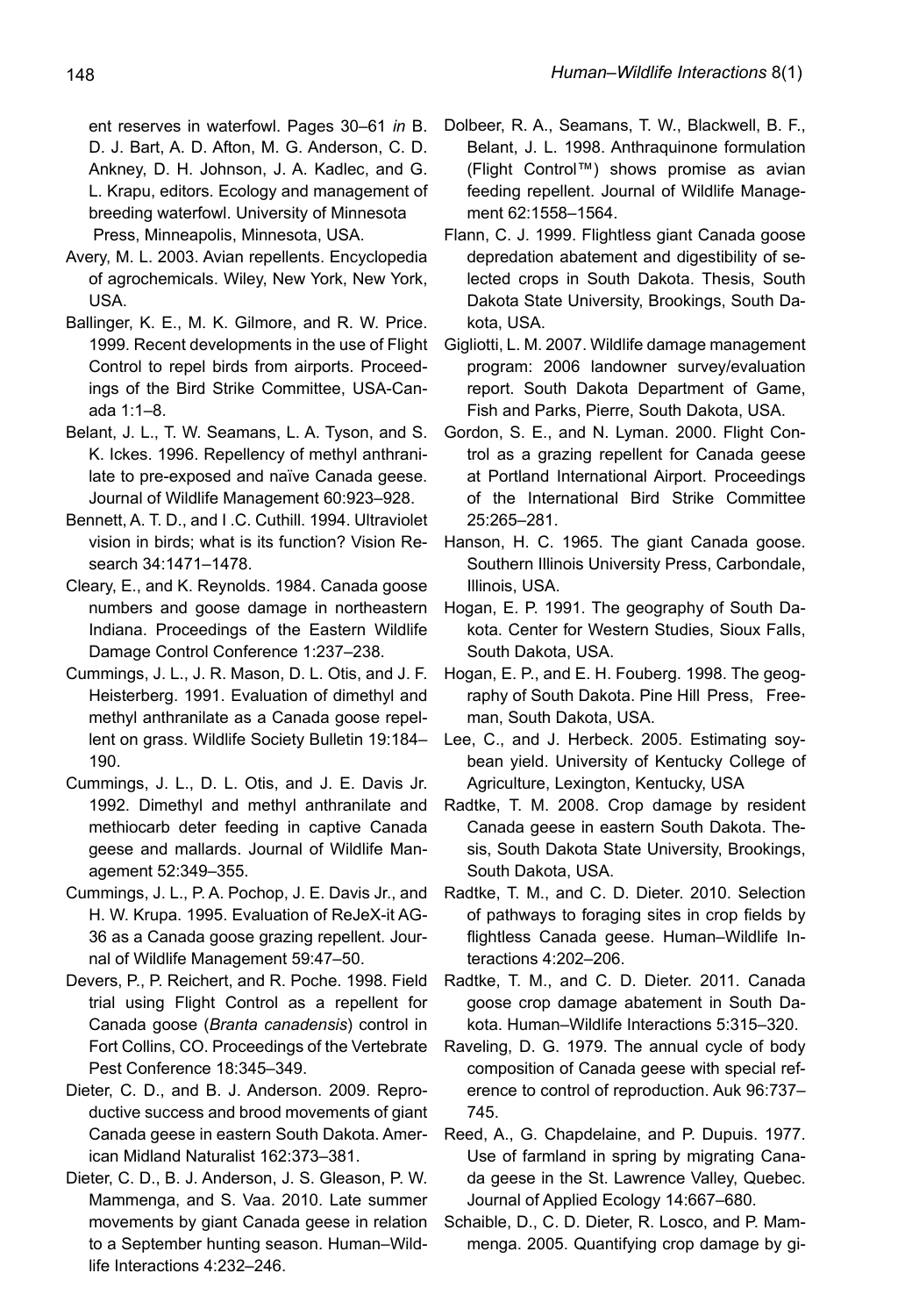ent reserves in waterfowl. Pages 30–61 *in* B. D. J. Bart, A. D. Afton, M. G. Anderson, C. D. Ankney, D. H. Johnson, J. A. Kadlec, and G. L. Krapu, editors. Ecology and management of breeding waterfowl. University of Minnesota Press, Minneapolis, Minnesota, USA.

Avery, M. L. 2003. Avian repellents. Encyclopedia of agrochemicals. Wiley, New York, New York, USA.

Ballinger, K. E., M. K. Gilmore, and R. W. Price. 1999. Recent developments in the use of Flight Control to repel birds from airports. Proceedings of the Bird Strike Committee, USA-Canada 1:1–8.

Belant, J. L., T. W. Seamans, L. A. Tyson, and S. K. Ickes. 1996. Repellency of methyl anthranilate to pre-exposed and naïve Canada geese. Journal of Wildlife Management 60:923–928.

Bennett, A. T. D., and I .C. Cuthill. 1994. Ultraviolet vision in birds; what is its function? Vision Research 34:1471–1478.

Cleary, E., and K. Reynolds. 1984. Canada goose numbers and goose damage in northeastern Indiana. Proceedings of the Eastern Wildlife Damage Control Conference 1:237–238.

Cummings, J. L., J. R. Mason, D. L. Otis, and J. F. Heisterberg. 1991. Evaluation of dimethyl and methyl anthranilate as a Canada goose repellent on grass. Wildlife Society Bulletin 19:184–190.

Cummings, J. L., D. L. Otis, and J. E. Davis Jr. 1992. Dimethyl and methyl anthranilate and methiocarb deter feeding in captive Canada geese and mallards. Journal of Wildlife Management 52:349–355.

Cummings, J. L., P. A. Pochop, J. E. Davis Jr., and H. W. Krupa. 1995. Evaluation of ReJeX-it AG-36 as a Canada goose grazing repellent. Journal of Wildlife Management 59:47–50.

Devers, P., P. Reichert, and R. Poche. 1998. Field trial using Flight Control as a repellent for Canada goose (*Branta canadensis*) control in Fort Collins, CO. Proceedings of the Vertebrate Pest Conference 18:345–349.

Dieter, C. D., and B. J. Anderson. 2009. Reproductive success and brood movements of giant Canada geese in eastern South Dakota. American Midland Naturalist 162:373–381.

Dieter, C. D., B. J. Anderson, J. S. Gleason, P. W. Mammenga, and S. Vaa. 2010. Late summer movements by giant Canada geese in relation to a September hunting season. Human–Wildlife Interactions 4:232–246.

Dolbeer, R. A., Seamans, T. W., Blackwell, B. F., Belant, J. L. 1998. Anthraquinone formulation (Flight Control™) shows promise as avian feeding repellent. Journal of Wildlife Management 62:1558–1564.

Flann, C. J. 1999. Flightless giant Canada goose depredation abatement and digestibility of selected crops in South Dakota. Thesis, South Dakota State University, Brookings, South Dakota, USA.

Gigliotti, L. M. 2007. Wildlife damage management program: 2006 landowner survey/evaluation report. South Dakota Department of Game, Fish and Parks, Pierre, South Dakota, USA.

Gordon, S. E., and N. Lyman. 2000. Flight Control as a grazing repellent for Canada geese at Portland International Airport. Proceedings of the International Bird Strike Committee 25:265–281.

Hanson, H. C. 1965. The giant Canada goose. Southern Illinois University Press, Carbondale, Illinois, USA.

Hogan, E. P. 1991. The geography of South Dakota. Center for Western Studies, Sioux Falls, South Dakota, USA.

Hogan, E. P., and E. H. Fouberg. 1998. The geography of South Dakota. Pine Hill Press, Freeman, South Dakota, USA.

Lee, C., and J. Herbeck. 2005. Estimating soybean yield. University of Kentucky College of Agriculture, Lexington, Kentucky, USA

Radtke, T. M. 2008. Crop damage by resident Canada geese in eastern South Dakota. Thesis, South Dakota State University, Brookings, South Dakota, USA.

Radtke, T. M., and C. D. Dieter. 2010. Selection of pathways to foraging sites in crop fields by flightless Canada geese. Human–Wildlife Interactions 4:202–206.

Radtke, T. M., and C. D. Dieter. 2011. Canada goose crop damage abatement in South Dakota. Human–Wildlife Interactions 5:315–320.

Raveling, D. G. 1979. The annual cycle of body composition of Canada geese with special reference to control of reproduction. Auk 96:737–745.

Reed, A., G. Chapdelaine, and P. Dupuis. 1977. Use of farmland in spring by migrating Canada geese in the St. Lawrence Valley, Quebec. Journal of Applied Ecology 14:667–680.

Schaible, D., C. D. Dieter, R. Losco, and P. Mammenga. 2005. Quantifying crop damage by gi-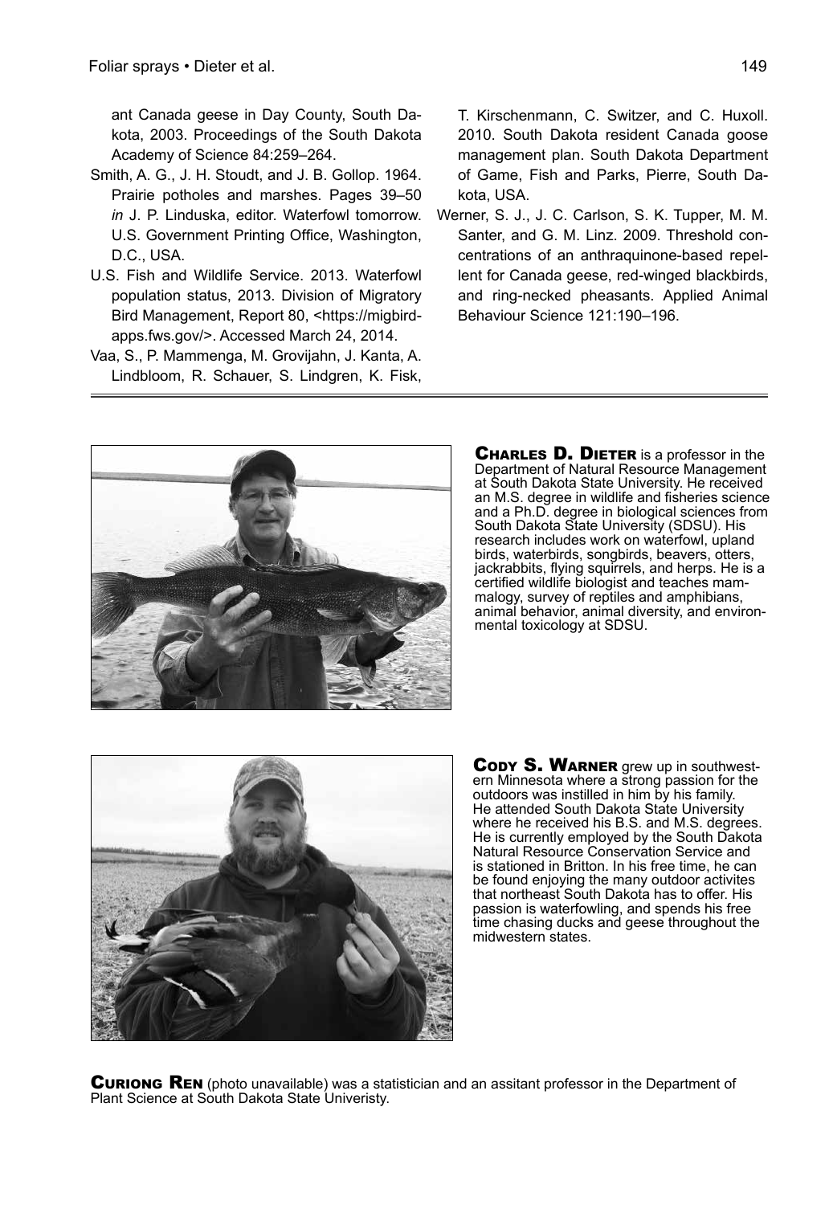ant Canada geese in Day County, South Dakota, 2003. Proceedings of the South Dakota Academy of Science 84:259–264.

Smith, A. G., J. H. Stoudt, and J. B. Gollop. 1964. Prairie potholes and marshes. Pages 39–50 *in* J. P. Linduska, editor. Waterfowl tomorrow. U.S. Government Printing Office, Washington, D.C., USA.

U.S. Fish and Wildlife Service. 2013. Waterfowl population status, 2013. Division of Migratory Bird Management, Report 80, <https://migbirdapps.fws.gov/>. Accessed March 24, 2014.

Vaa, S., P. Mammenga, M. Grovijahn, J. Kanta, A. Lindbloom, R. Schauer, S. Lindgren, K. Fisk, T. Kirschenmann, C. Switzer, and C. Huxoll. 2010. South Dakota resident Canada goose management plan. South Dakota Department of Game, Fish and Parks, Pierre, South Dakota, USA.

Werner, S. J., J. C. Carlson, S. K. Tupper, M. M. Santer, and G. M. Linz. 2009. Threshold concentrations of an anthraquinone-based repellent for Canada geese, red-winged blackbirds, and ring-necked pheasants. Applied Animal Behaviour Science 121:190–196.

---

**Charles D. Dieter** is a professor in the Department of Natural Resource Management at South Dakota State University. He received an M.S. degree in wildlife and fisheries science and a Ph.D. degree in biological sciences from South Dakota State University (SDSU). His research includes work on waterfowl, upland birds, waterbirds, songbirds, beavers, otters, jackrabbits, flying squirrels, and herps. He is a certified wildlife biologist and teaches mammalogy, survey of reptiles and amphibians, animal behavior, animal diversity, and environmental toxicology at SDSU.

**Cody S. Warner** grew up in southwestern Minnesota where a strong passion for the outdoors was instilled in him by his family. He attended South Dakota State University where he received his B.S. and M.S. degrees. He is currently employed by the South Dakota Natural Resource Conservation Service and is stationed in Britton. In his free time, he can be found enjoying the many outdoor activites that northeast South Dakota has to offer. His passion is waterfowling, and spends his free time chasing ducks and geese throughout the midwestern states.

**Curiong Ren** (photo unavailable) was a statistician and an assitant professor in the Department of Plant Science at South Dakota State Univeristy.